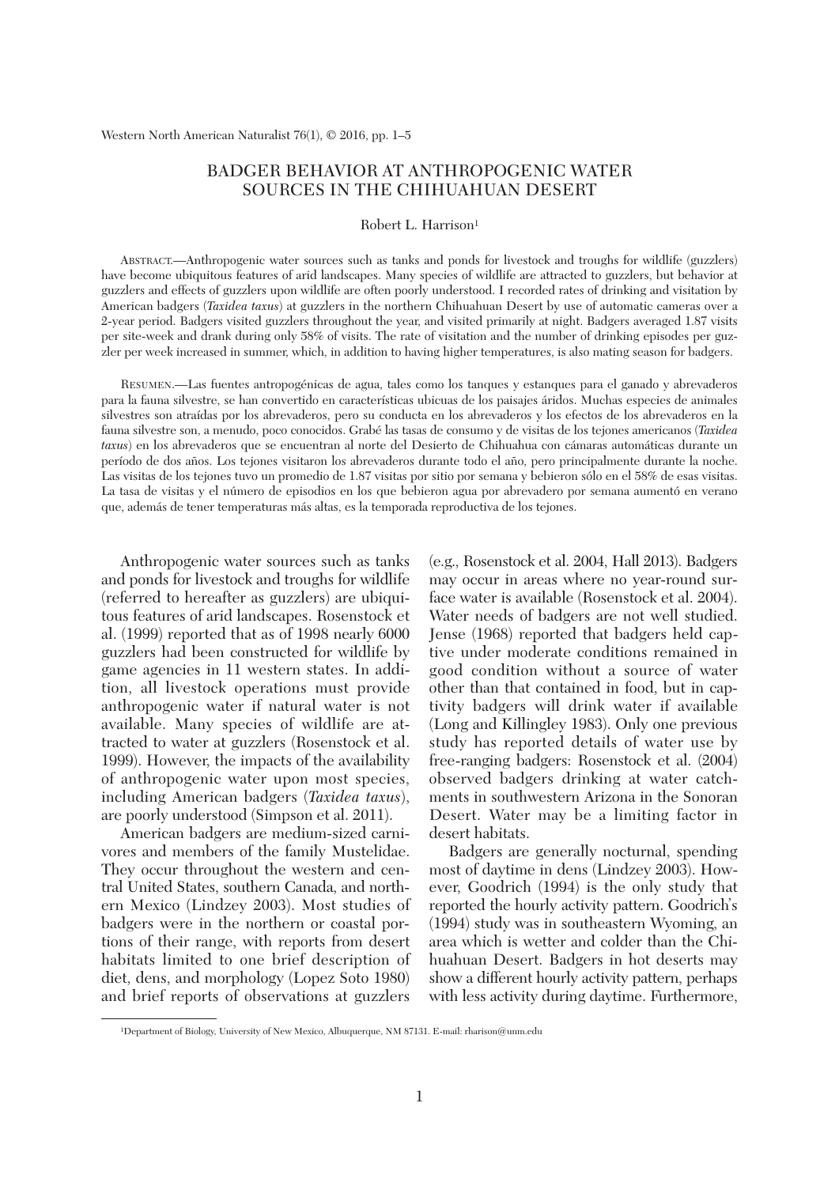# BADGER BEHAVIOR AT ANTHROPOGENIC WATER SOURCES IN THE CHIHUAHUAN DESERT

Robert L. Harrison[1]

ABSTRACT.—Anthropogenic water sources such as tanks and ponds for livestock and troughs for wildlife (guzzlers) have become ubiquitous features of arid landscapes. Many species of wildlife are attracted to guzzlers, but behavior at guzzlers and effects of guzzlers upon wildlife are often poorly understood. I recorded rates of drinking and visitation by American badgers (*Taxidea taxus*) at guzzlers in the northern Chihuahuan Desert by use of automatic cameras over a 2-year period. Badgers visited guzzlers throughout the year, and visited primarily at night. Badgers averaged 1.87 visits per site-week and drank during only 58% of visits. The rate of visitation and the number of drinking episodes per guzzler per week increased in summer, which, in addition to having higher temperatures, is also mating season for badgers.

RESUMEN.—Las fuentes antropogénicas de agua, tales como los tanques y estanques para el ganado y abrevaderos para la fauna silvestre, se han convertido en características ubicuas de los paisajes áridos. Muchas especies de animales silvestres son atraídas por los abrevaderos, pero su conducta en los abrevaderos y los efectos de los abrevaderos en la fauna silvestre son, a menudo, poco conocidos. Grabé las tasas de consumo y de visitas de los tejones americanos (*Taxidea taxus*) en los abrevaderos que se encuentran al norte del Desierto de Chihuahua con cámaras automáticas durante un período de dos años. Los tejones visitaron los abrevaderos durante todo el año, pero principalmente durante la noche. Las visitas de los tejones tuvo un promedio de 1.87 visitas por sitio por semana y bebieron sólo en el 58% de esas visitas. La tasa de visitas y el número de episodios en los que bebieron agua por abrevadero por semana aumentó en verano que, además de tener temperaturas más altas, es la temporada reproductiva de los tejones.

Anthropogenic water sources such as tanks and ponds for livestock and troughs for wildlife (referred to hereafter as guzzlers) are ubiquitous features of arid landscapes. Rosenstock et al. (1999) reported that as of 1998 nearly 6000 guzzlers had been constructed for wildlife by game agencies in 11 western states. In addition, all livestock operations must provide anthropogenic water if natural water is not available. Many species of wildlife are attracted to water at guzzlers (Rosenstock et al. 1999). However, the impacts of the availability of anthropogenic water upon most species, including American badgers (*Taxidea taxus*), are poorly understood (Simpson et al. 2011).

American badgers are medium-sized carnivores and members of the family Mustelidae. They occur throughout the western and central United States, southern Canada, and northern Mexico (Lindzey 2003). Most studies of badgers were in the northern or coastal portions of their range, with reports from desert habitats limited to one brief description of diet, dens, and morphology (Lopez Soto 1980) and brief reports of observations at guzzlers (e.g., Rosenstock et al. 2004, Hall 2013). Badgers may occur in areas where no year-round surface water is available (Rosenstock et al. 2004). Water needs of badgers are not well studied. Jense (1968) reported that badgers held captive under moderate conditions remained in good condition without a source of water other than that contained in food, but in captivity badgers will drink water if available (Long and Killingley 1983). Only one previous study has reported details of water use by free-ranging badgers: Rosenstock et al. (2004) observed badgers drinking at water catchments in southwestern Arizona in the Sonoran Desert. Water may be a limiting factor in desert habitats.

Badgers are generally nocturnal, spending most of daytime in dens (Lindzey 2003). However, Goodrich (1994) is the only study that reported the hourly activity pattern. Goodrich's (1994) study was in southeastern Wyoming, an area which is wetter and colder than the Chihuahuan Desert. Badgers in hot deserts may show a different hourly activity pattern, perhaps with less activity during daytime. Furthermore,

[1]Department of Biology, University of New Mexico, Albuquerque, NM 87131. E-mail: rharison@unm.edu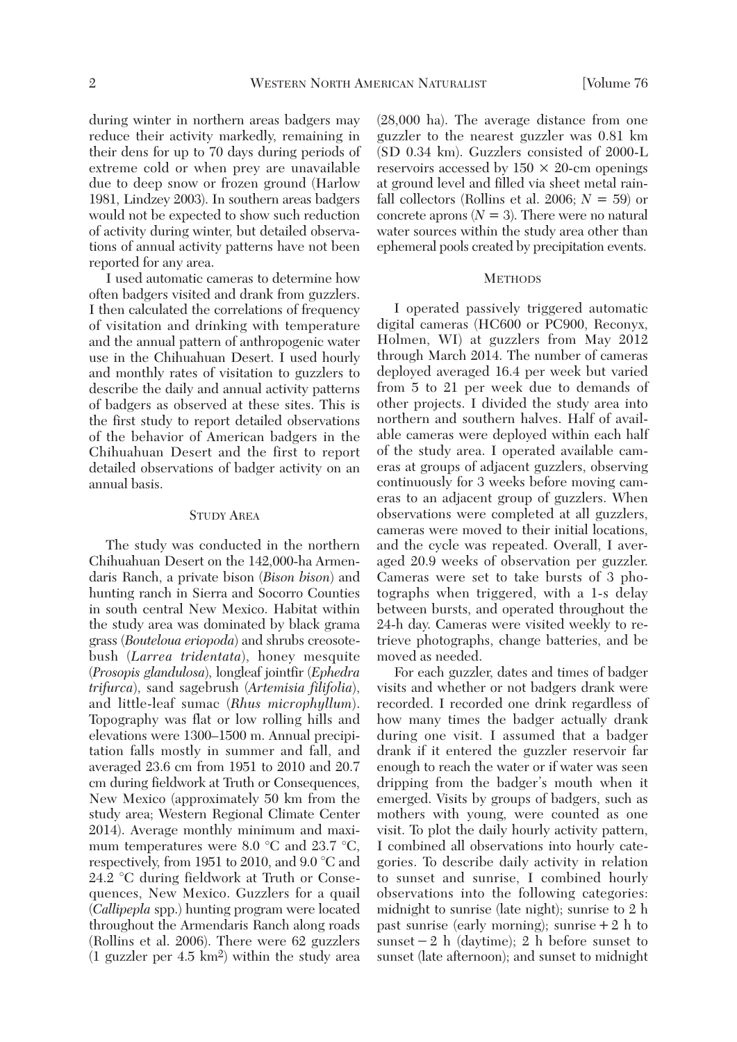during winter in northern areas badgers may reduce their activity markedly, remaining in their dens for up to 70 days during periods of extreme cold or when prey are unavailable due to deep snow or frozen ground (Harlow 1981, Lindzey 2003). In southern areas badgers would not be expected to show such reduction of activity during winter, but detailed observations of annual activity patterns have not been reported for any area.

I used automatic cameras to determine how often badgers visited and drank from guzzlers. I then calculated the correlations of frequency of visitation and drinking with temperature and the annual pattern of anthropogenic water use in the Chihuahuan Desert. I used hourly and monthly rates of visitation to guzzlers to describe the daily and annual activity patterns of badgers as observed at these sites. This is the first study to report detailed observations of the behavior of American badgers in the Chihuahuan Desert and the first to report detailed observations of badger activity on an annual basis.

## Study Area

The study was conducted in the northern Chihuahuan Desert on the 142,000-ha Armendaris Ranch, a private bison (*Bison bison*) and hunting ranch in Sierra and Socorro Counties in south central New Mexico. Habitat within the study area was dominated by black grama grass (*Bouteloua eriopoda*) and shrubs creosotebush (*Larrea tridentata*), honey mesquite (*Prosopis glandulosa*), longleaf jointfir (*Ephedra trifurca*), sand sagebrush (*Artemisia filifolia*), and little-leaf sumac (*Rhus microphyllum*). Topography was flat or low rolling hills and elevations were 1300–1500 m. Annual precipitation falls mostly in summer and fall, and averaged 23.6 cm from 1951 to 2010 and 20.7 cm during fieldwork at Truth or Consequences, New Mexico (approximately 50 km from the study area; Western Regional Climate Center 2014). Average monthly minimum and maximum temperatures were 8.0 °C and 23.7 °C, respectively, from 1951 to 2010, and 9.0 °C and 24.2 °C during fieldwork at Truth or Consequences, New Mexico. Guzzlers for a quail (*Callipepla* spp.) hunting program were located throughout the Armendaris Ranch along roads (Rollins et al. 2006). There were 62 guzzlers (1 guzzler per 4.5 $km^2$) within the study area (28,000 ha). The average distance from one guzzler to the nearest guzzler was 0.81 km (SD 0.34 km). Guzzlers consisted of 2000-L reservoirs accessed by $150 \times 20$-cm openings at ground level and filled via sheet metal rainfall collectors (Rollins et al. 2006; $N = 59$) or concrete aprons ($N = 3$). There were no natural water sources within the study area other than ephemeral pools created by precipitation events.

## Methods

I operated passively triggered automatic digital cameras (HC600 or PC900, Reconyx, Holmen, WI) at guzzlers from May 2012 through March 2014. The number of cameras deployed averaged 16.4 per week but varied from 5 to 21 per week due to demands of other projects. I divided the study area into northern and southern halves. Half of available cameras were deployed within each half of the study area. I operated available cameras at groups of adjacent guzzlers, observing continuously for 3 weeks before moving cameras to an adjacent group of guzzlers. When observations were completed at all guzzlers, cameras were moved to their initial locations, and the cycle was repeated. Overall, I averaged 20.9 weeks of observation per guzzler. Cameras were set to take bursts of 3 photographs when triggered, with a 1-s delay between bursts, and operated throughout the 24-h day. Cameras were visited weekly to retrieve photographs, change batteries, and be moved as needed.

For each guzzler, dates and times of badger visits and whether or not badgers drank were recorded. I recorded one drink regardless of how many times the badger actually drank during one visit. I assumed that a badger drank if it entered the guzzler reservoir far enough to reach the water or if water was seen dripping from the badger's mouth when it emerged. Visits by groups of badgers, such as mothers with young, were counted as one visit. To plot the daily hourly activity pattern, I combined all observations into hourly categories. To describe daily activity in relation to sunset and sunrise, I combined hourly observations into the following categories: midnight to sunrise (late night); sunrise to 2 h past sunrise (early morning); sunrise + 2 h to sunset − 2 h (daytime); 2 h before sunset to sunset (late afternoon); and sunset to midnight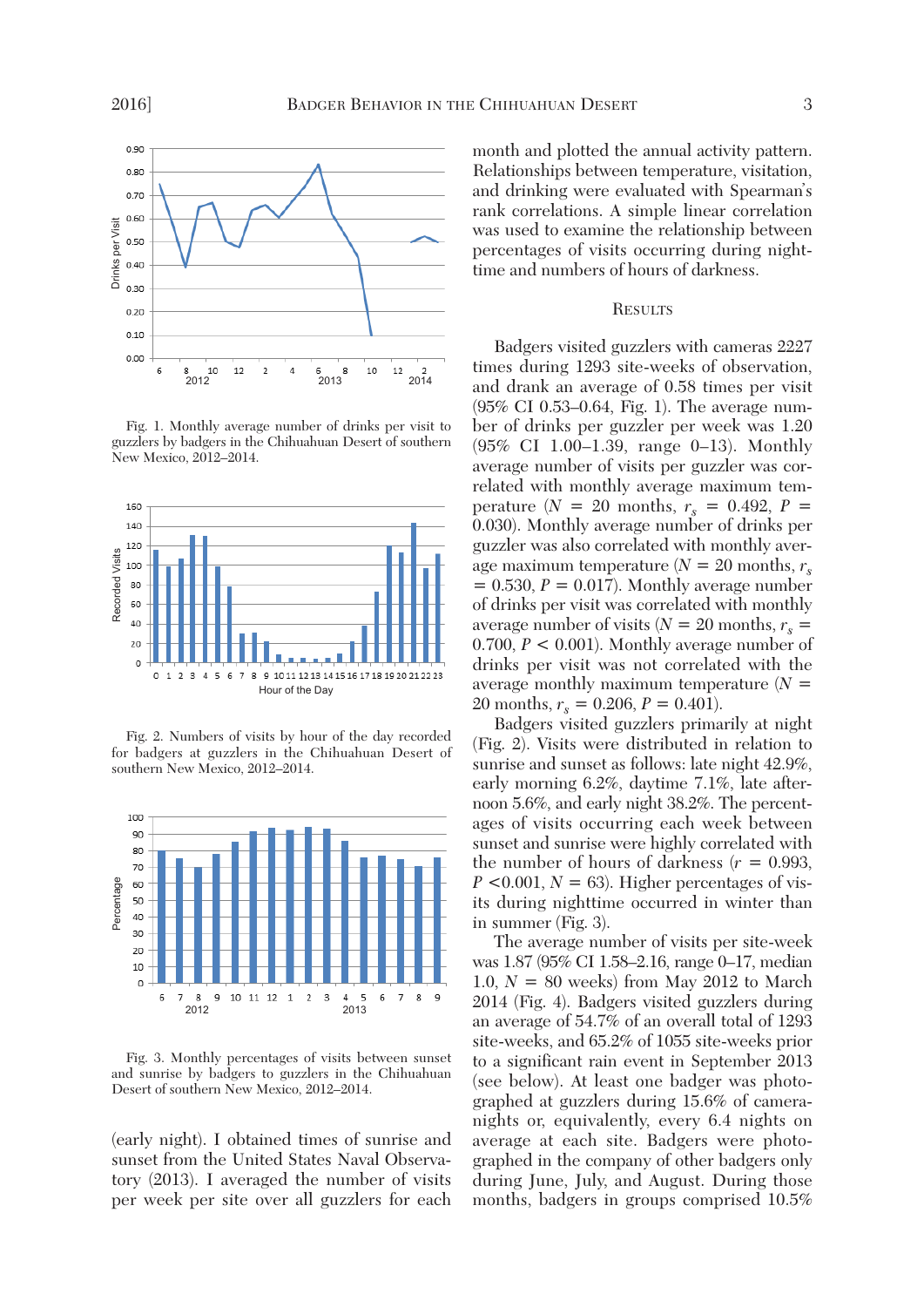Fig. 1. Monthly average number of drinks per visit to guzzlers by badgers in the Chihuahuan Desert of southern New Mexico, 2012–2014.

Fig. 2. Numbers of visits by hour of the day recorded for badgers at guzzlers in the Chihuahuan Desert of southern New Mexico, 2012–2014.

Fig. 3. Monthly percentages of visits between sunset and sunrise by badgers to guzzlers in the Chihuahuan Desert of southern New Mexico, 2012–2014.

(early night). I obtained times of sunrise and sunset from the United States Naval Observatory (2013). I averaged the number of visits per week per site over all guzzlers for each month and plotted the annual activity pattern. Relationships between temperature, visitation, and drinking were evaluated with Spearman's rank correlations. A simple linear correlation was used to examine the relationship between percentages of visits occurring during nighttime and numbers of hours of darkness.

## Results

Badgers visited guzzlers with cameras 2227 times during 1293 site-weeks of observation, and drank an average of 0.58 times per visit (95% CI 0.53–0.64, Fig. 1). The average number of drinks per guzzler per week was 1.20 (95% CI 1.00–1.39, range 0–13). Monthly average number of visits per guzzler was correlated with monthly average maximum temperature ($N$ = 20 months, $r_s$ = 0.492, $P$ = 0.030). Monthly average number of drinks per guzzler was also correlated with monthly average maximum temperature ($N$ = 20 months, $r_s$ = 0.530, $P$ = 0.017). Monthly average number of drinks per visit was correlated with monthly average number of visits ($N$ = 20 months, $r_s$ = 0.700, $P$ < 0.001). Monthly average number of drinks per visit was not correlated with the average monthly maximum temperature ($N$ = 20 months, $r_s$ = 0.206, $P$ = 0.401).

Badgers visited guzzlers primarily at night (Fig. 2). Visits were distributed in relation to sunrise and sunset as follows: late night 42.9%, early morning 6.2%, daytime 7.1%, late afternoon 5.6%, and early night 38.2%. The percentages of visits occurring each week between sunset and sunrise were highly correlated with the number of hours of darkness ($r$ = 0.993, $P$ <0.001, $N$ = 63). Higher percentages of visits during nighttime occurred in winter than in summer (Fig. 3).

The average number of visits per site-week was 1.87 (95% CI 1.58–2.16, range 0–17, median 1.0, $N$ = 80 weeks) from May 2012 to March 2014 (Fig. 4). Badgers visited guzzlers during an average of 54.7% of an overall total of 1293 site-weeks, and 65.2% of 1055 site-weeks prior to a significant rain event in September 2013 (see below). At least one badger was photographed at guzzlers during 15.6% of camera-nights or, equivalently, every 6.4 nights on average at each site. Badgers were photographed in the company of other badgers only during June, July, and August. During those months, badgers in groups comprised 10.5%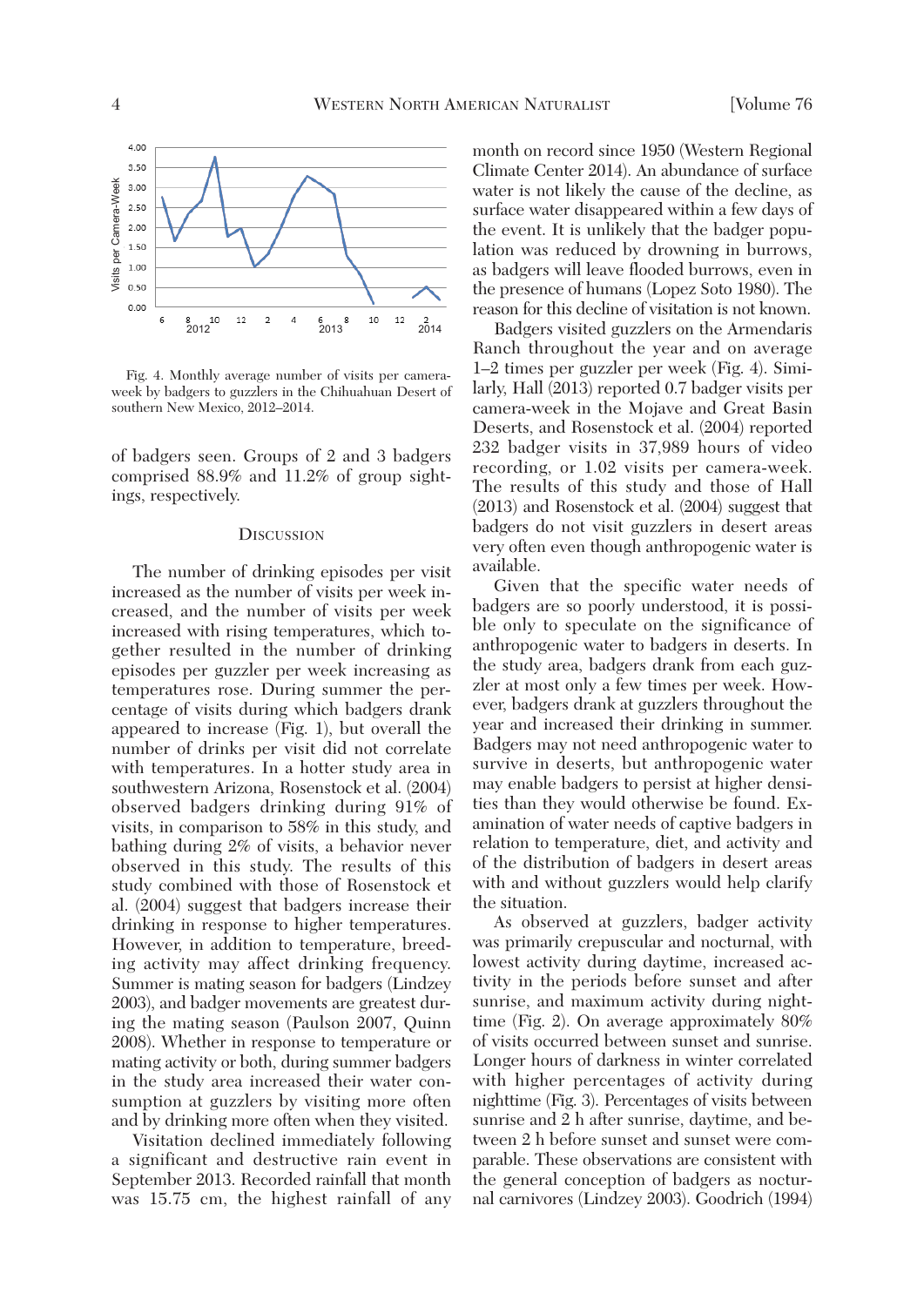Fig. 4. Monthly average number of visits per camera-week by badgers to guzzlers in the Chihuahuan Desert of southern New Mexico, 2012–2014.

of badgers seen. Groups of 2 and 3 badgers comprised 88.9% and 11.2% of group sightings, respectively.

## Discussion

The number of drinking episodes per visit increased as the number of visits per week increased, and the number of visits per week increased with rising temperatures, which together resulted in the number of drinking episodes per guzzler per week increasing as temperatures rose. During summer the percentage of visits during which badgers drank appeared to increase (Fig. 1), but overall the number of drinks per visit did not correlate with temperatures. In a hotter study area in southwestern Arizona, Rosenstock et al. (2004) observed badgers drinking during 91% of visits, in comparison to 58% in this study, and bathing during 2% of visits, a behavior never observed in this study. The results of this study combined with those of Rosenstock et al. (2004) suggest that badgers increase their drinking in response to higher temperatures. However, in addition to temperature, breeding activity may affect drinking frequency. Summer is mating season for badgers (Lindzey 2003), and badger movements are greatest during the mating season (Paulson 2007, Quinn 2008). Whether in response to temperature or mating activity or both, during summer badgers in the study area increased their water consumption at guzzlers by visiting more often and by drinking more often when they visited.

Visitation declined immediately following a significant and destructive rain event in September 2013. Recorded rainfall that month was 15.75 cm, the highest rainfall of any month on record since 1950 (Western Regional Climate Center 2014). An abundance of surface water is not likely the cause of the decline, as surface water disappeared within a few days of the event. It is unlikely that the badger population was reduced by drowning in burrows, as badgers will leave flooded burrows, even in the presence of humans (Lopez Soto 1980). The reason for this decline of visitation is not known.

Badgers visited guzzlers on the Armendaris Ranch throughout the year and on average 1–2 times per guzzler per week (Fig. 4). Similarly, Hall (2013) reported 0.7 badger visits per camera-week in the Mojave and Great Basin Deserts, and Rosenstock et al. (2004) reported 232 badger visits in 37,989 hours of video recording, or 1.02 visits per camera-week. The results of this study and those of Hall (2013) and Rosenstock et al. (2004) suggest that badgers do not visit guzzlers in desert areas very often even though anthropogenic water is available.

Given that the specific water needs of badgers are so poorly understood, it is possible only to speculate on the significance of anthropogenic water to badgers in deserts. In the study area, badgers drank from each guzzler at most only a few times per week. However, badgers drank at guzzlers throughout the year and increased their drinking in summer. Badgers may not need anthropogenic water to survive in deserts, but anthropogenic water may enable badgers to persist at higher densities than they would otherwise be found. Examination of water needs of captive badgers in relation to temperature, diet, and activity and of the distribution of badgers in desert areas with and without guzzlers would help clarify the situation.

As observed at guzzlers, badger activity was primarily crepuscular and nocturnal, with lowest activity during daytime, increased activity in the periods before sunset and after sunrise, and maximum activity during nighttime (Fig. 2). On average approximately 80% of visits occurred between sunset and sunrise. Longer hours of darkness in winter correlated with higher percentages of activity during nighttime (Fig. 3). Percentages of visits between sunrise and 2 h after sunrise, daytime, and between 2 h before sunset and sunset were comparable. These observations are consistent with the general conception of badgers as nocturnal carnivores (Lindzey 2003). Goodrich (1994)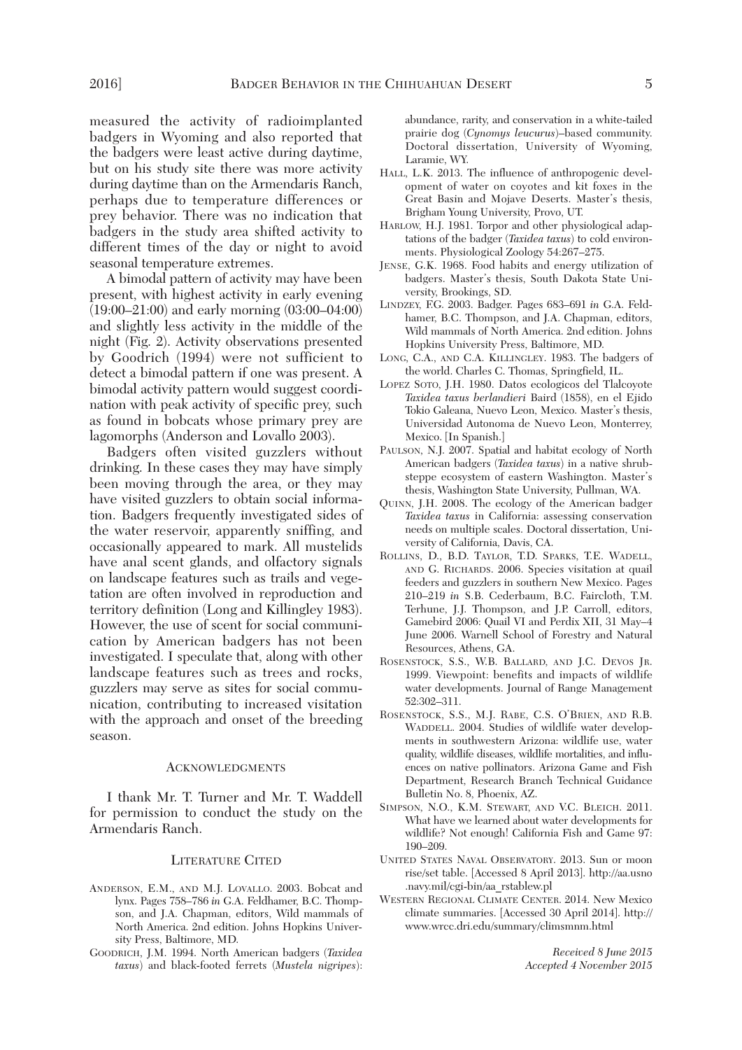measured the activity of radioimplanted badgers in Wyoming and also reported that the badgers were least active during daytime, but on his study site there was more activity during daytime than on the Armendaris Ranch, perhaps due to temperature differences or prey behavior. There was no indication that badgers in the study area shifted activity to different times of the day or night to avoid seasonal temperature extremes.

A bimodal pattern of activity may have been present, with highest activity in early evening (19:00–21:00) and early morning (03:00–04:00) and slightly less activity in the middle of the night (Fig. 2). Activity observations presented by Goodrich (1994) were not sufficient to detect a bimodal pattern if one was present. A bimodal activity pattern would suggest coordination with peak activity of specific prey, such as found in bobcats whose primary prey are lagomorphs (Anderson and Lovallo 2003).

Badgers often visited guzzlers without drinking. In these cases they may have simply been moving through the area, or they may have visited guzzlers to obtain social information. Badgers frequently investigated sides of the water reservoir, apparently sniffing, and occasionally appeared to mark. All mustelids have anal scent glands, and olfactory signals on landscape features such as trails and vegetation are often involved in reproduction and territory definition (Long and Killingley 1983). However, the use of scent for social communication by American badgers has not been investigated. I speculate that, along with other landscape features such as trees and rocks, guzzlers may serve as sites for social communication, contributing to increased visitation with the approach and onset of the breeding season.

## Acknowledgments

I thank Mr. T. Turner and Mr. T. Waddell for permission to conduct the study on the Armendaris Ranch.

## Literature Cited

Anderson, E.M., and M.J. Lovallo. 2003. Bobcat and lynx. Pages 758–786 *in* G.A. Feldhamer, B.C. Thompson, and J.A. Chapman, editors, Wild mammals of North America. 2nd edition. Johns Hopkins University Press, Baltimore, MD.

Goodrich, J.M. 1994. North American badgers (*Taxidea taxus*) and black-footed ferrets (*Mustela nigripes*): abundance, rarity, and conservation in a white-tailed prairie dog (*Cynomys leucurus*)–based community. Doctoral dissertation, University of Wyoming, Laramie, WY.

Hall, L.K. 2013. The influence of anthropogenic development of water on coyotes and kit foxes in the Great Basin and Mojave Deserts. Master's thesis, Brigham Young University, Provo, UT.

Harlow, H.J. 1981. Torpor and other physiological adaptations of the badger (*Taxidea taxus*) to cold environments. Physiological Zoology 54:267–275.

Jense, G.K. 1968. Food habits and energy utilization of badgers. Master's thesis, South Dakota State University, Brookings, SD.

Lindzey, F.G. 2003. Badger. Pages 683–691 *in* G.A. Feldhamer, B.C. Thompson, and J.A. Chapman, editors, Wild mammals of North America. 2nd edition. Johns Hopkins University Press, Baltimore, MD.

Long, C.A., and C.A. Killingley. 1983. The badgers of the world. Charles C. Thomas, Springfield, IL.

Lopez Soto, J.H. 1980. Datos ecologicos del Tlalcoyote *Taxidea taxus berlandieri* Baird (1858), en el Ejido Tokio Galeana, Nuevo Leon, Mexico. Master's thesis, Universidad Autonoma de Nuevo Leon, Monterrey, Mexico. [In Spanish.]

Paulson, N.J. 2007. Spatial and habitat ecology of North American badgers (*Taxidea taxus*) in a native shrub-steppe ecosystem of eastern Washington. Master's thesis, Washington State University, Pullman, WA.

Quinn, J.H. 2008. The ecology of the American badger *Taxidea taxus* in California: assessing conservation needs on multiple scales. Doctoral dissertation, University of California, Davis, CA.

Rollins, D., B.D. Taylor, T.D. Sparks, T.E. Wadell, and G. Richards. 2006. Species visitation at quail feeders and guzzlers in southern New Mexico. Pages 210–219 *in* S.B. Cederbaum, B.C. Faircloth, T.M. Terhune, J.J. Thompson, and J.P. Carroll, editors, Gamebird 2006: Quail VI and Perdix XII, 31 May–4 June 2006. Warnell School of Forestry and Natural Resources, Athens, GA.

Rosenstock, S.S., W.B. Ballard, and J.C. Devos Jr. 1999. Viewpoint: benefits and impacts of wildlife water developments. Journal of Range Management 52:302–311.

Rosenstock, S.S., M.J. Rabe, C.S. O'Brien, and R.B. Waddell. 2004. Studies of wildlife water developments in southwestern Arizona: wildlife use, water quality, wildlife diseases, wildlife mortalities, and influences on native pollinators. Arizona Game and Fish Department, Research Branch Technical Guidance Bulletin No. 8, Phoenix, AZ.

Simpson, N.O., K.M. Stewart, and V.C. Bleich. 2011. What have we learned about water developments for wildlife? Not enough! California Fish and Game 97: 190–209.

United States Naval Observatory. 2013. Sun or moon rise/set table. [Accessed 8 April 2013]. http://aa.usno.navy.mil/cgi-bin/aa_rstablew.pl

Western Regional Climate Center. 2014. New Mexico climate summaries. [Accessed 30 April 2014]. http://www.wrcc.dri.edu/summary/climsmnm.html

*Received 8 June 2015*
*Accepted 4 November 2015*